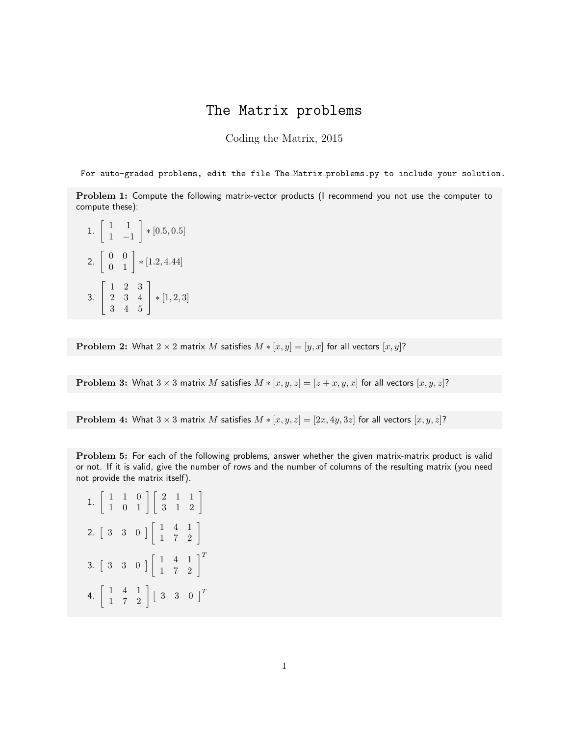# The Matrix problems

Coding the Matrix, 2015

For auto-graded problems, edit the file The_Matrix_problems.py to include your solution.

**Problem 1:** Compute the following matrix-vector products (I recommend you not use the computer to compute these):

1. $\begin{bmatrix} 1 & 1 \\ 1 & -1 \end{bmatrix} * [0.5, 0.5]$

2. $\begin{bmatrix} 0 & 0 \\ 0 & 1 \end{bmatrix} * [1.2, 4.44]$

3. $\begin{bmatrix} 1 & 2 & 3 \\ 2 & 3 & 4 \\ 3 & 4 & 5 \end{bmatrix} * [1, 2, 3]$

**Problem 2:** What $2 \times 2$ matrix $M$ satisfies $M * [x, y] = [y, x]$ for all vectors $[x, y]$?

**Problem 3:** What $3 \times 3$ matrix $M$ satisfies $M * [x, y, z] = [z + x, y, x]$ for all vectors $[x, y, z]$?

**Problem 4:** What $3 \times 3$ matrix $M$ satisfies $M * [x, y, z] = [2x, 4y, 3z]$ for all vectors $[x, y, z]$?

**Problem 5:** For each of the following problems, answer whether the given matrix-matrix product is valid or not. If it is valid, give the number of rows and the number of columns of the resulting matrix (you need not provide the matrix itself).

1. $\begin{bmatrix} 1 & 1 & 0 \\ 1 & 0 & 1 \end{bmatrix} \begin{bmatrix} 2 & 1 & 1 \\ 3 & 1 & 2 \end{bmatrix}$

2. $\begin{bmatrix} 3 & 3 & 0 \end{bmatrix} \begin{bmatrix} 1 & 4 & 1 \\ 1 & 7 & 2 \end{bmatrix}$

3. $\begin{bmatrix} 3 & 3 & 0 \end{bmatrix} \begin{bmatrix} 1 & 4 & 1 \\ 1 & 7 & 2 \end{bmatrix}^T$

4. $\begin{bmatrix} 1 & 4 & 1 \\ 1 & 7 & 2 \end{bmatrix} \begin{bmatrix} 3 & 3 & 0 \end{bmatrix}^T$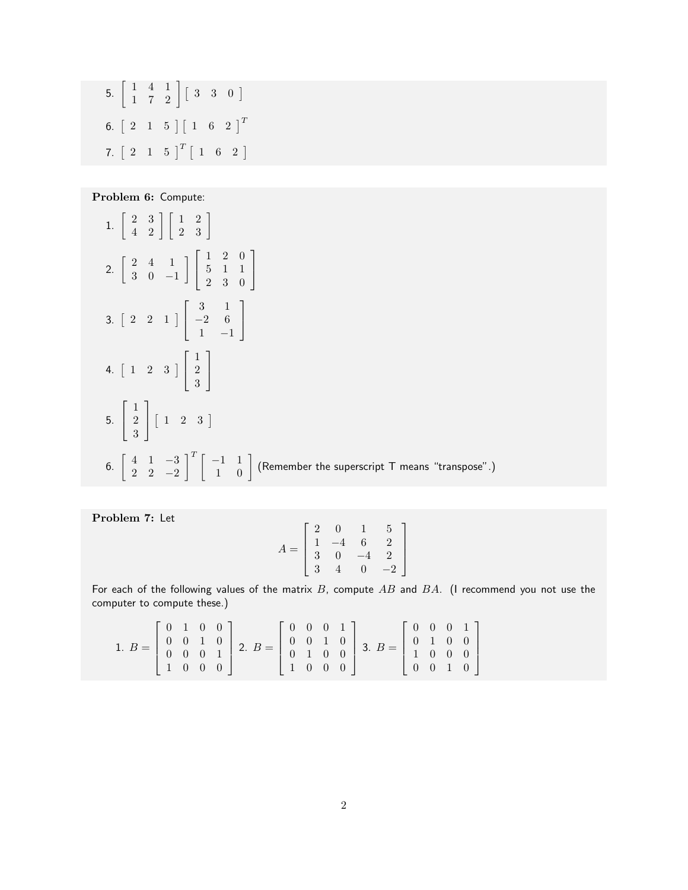5. $\begin{bmatrix} 1 & 4 & 1 \\ 1 & 7 & 2 \end{bmatrix} \begin{bmatrix} 3 & 3 & 0 \end{bmatrix}$

6. $\begin{bmatrix} 2 & 1 & 5 \end{bmatrix} \begin{bmatrix} 1 & 6 & 2 \end{bmatrix}^T$

7. $\begin{bmatrix} 2 & 1 & 5 \end{bmatrix}^T \begin{bmatrix} 1 & 6 & 2 \end{bmatrix}$

**Problem 6:** Compute:

1. $\begin{bmatrix} 2 & 3 \\ 4 & 2 \end{bmatrix} \begin{bmatrix} 1 & 2 \\ 2 & 3 \end{bmatrix}$

2. $\begin{bmatrix} 2 & 4 & 1 \\ 3 & 0 & -1 \end{bmatrix} \begin{bmatrix} 1 & 2 & 0 \\ 5 & 1 & 1 \\ 2 & 3 & 0 \end{bmatrix}$

3. $\begin{bmatrix} 2 & 2 & 1 \end{bmatrix} \begin{bmatrix} 3 & 1 \\ -2 & 6 \\ 1 & -1 \end{bmatrix}$

4. $\begin{bmatrix} 1 & 2 & 3 \end{bmatrix} \begin{bmatrix} 1 \\ 2 \\ 3 \end{bmatrix}$

5. $\begin{bmatrix} 1 \\ 2 \\ 3 \end{bmatrix} \begin{bmatrix} 1 & 2 & 3 \end{bmatrix}$

6. $\begin{bmatrix} 4 & 1 & -3 \\ 2 & 2 & -2 \end{bmatrix}^T \begin{bmatrix} -1 & 1 \\ 1 & 0 \end{bmatrix}$ (Remember the superscript T means "transpose".)

**Problem 7:** Let

$$A = \begin{bmatrix} 2 & 0 & 1 & 5 \\ 1 & -4 & 6 & 2 \\ 3 & 0 & -4 & 2 \\ 3 & 4 & 0 & -2 \end{bmatrix}$$

For each of the following values of the matrix $B$, compute $AB$ and $BA$. (I recommend you not use the computer to compute these.)

1. $B = \begin{bmatrix} 0 & 1 & 0 & 0 \\ 0 & 0 & 1 & 0 \\ 0 & 0 & 0 & 1 \\ 1 & 0 & 0 & 0 \end{bmatrix}$ 2. $B = \begin{bmatrix} 0 & 0 & 0 & 1 \\ 0 & 0 & 1 & 0 \\ 0 & 1 & 0 & 0 \\ 1 & 0 & 0 & 0 \end{bmatrix}$ 3. $B = \begin{bmatrix} 0 & 0 & 0 & 1 \\ 0 & 1 & 0 & 0 \\ 1 & 0 & 0 & 0 \\ 0 & 0 & 1 & 0 \end{bmatrix}$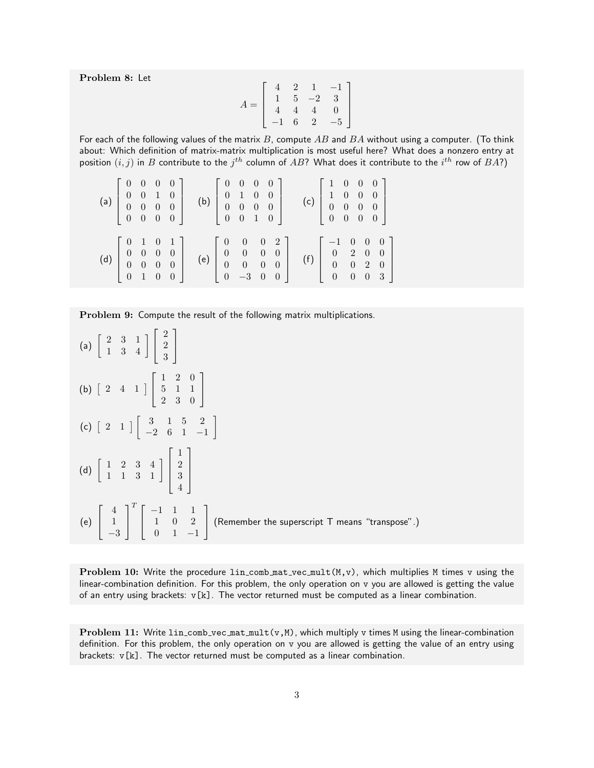**Problem 8:** Let

$$A = \begin{bmatrix} 4 & 2 & 1 & -1 \\ 1 & 5 & -2 & 3 \\ 4 & 4 & 4 & 0 \\ -1 & 6 & 2 & -5 \end{bmatrix}$$

For each of the following values of the matrix $B$, compute $AB$ and $BA$ without using a computer. (To think about: Which definition of matrix-matrix multiplication is most useful here? What does a nonzero entry at position $(i, j)$ in $B$ contribute to the $j^{th}$ column of $AB$? What does it contribute to the $i^{th}$ row of $BA$?)

(a) $\begin{bmatrix} 0 & 0 & 0 & 0 \\ 0 & 0 & 1 & 0 \\ 0 & 0 & 0 & 0 \\ 0 & 0 & 0 & 0 \end{bmatrix}$ (b) $\begin{bmatrix} 0 & 0 & 0 & 0 \\ 0 & 1 & 0 & 0 \\ 0 & 0 & 0 & 0 \\ 0 & 0 & 1 & 0 \end{bmatrix}$ (c) $\begin{bmatrix} 1 & 0 & 0 & 0 \\ 1 & 0 & 0 & 0 \\ 0 & 0 & 0 & 0 \\ 0 & 0 & 0 & 0 \end{bmatrix}$

(d) $\begin{bmatrix} 0 & 1 & 0 & 1 \\ 0 & 0 & 0 & 0 \\ 0 & 0 & 0 & 0 \\ 0 & 1 & 0 & 0 \end{bmatrix}$ (e) $\begin{bmatrix} 0 & 0 & 0 & 2 \\ 0 & 0 & 0 & 0 \\ 0 & 0 & 0 & 0 \\ 0 & -3 & 0 & 0 \end{bmatrix}$ (f) $\begin{bmatrix} -1 & 0 & 0 & 0 \\ 0 & 2 & 0 & 0 \\ 0 & 0 & 2 & 0 \\ 0 & 0 & 0 & 3 \end{bmatrix}$

**Problem 9:** Compute the result of the following matrix multiplications.

(a) $\begin{bmatrix} 2 & 3 & 1 \\ 1 & 3 & 4 \end{bmatrix} \begin{bmatrix} 2 \\ 2 \\ 3 \end{bmatrix}$

(b) $\begin{bmatrix} 2 & 4 & 1 \end{bmatrix} \begin{bmatrix} 1 & 2 & 0 \\ 5 & 1 & 1 \\ 2 & 3 & 0 \end{bmatrix}$

(c) $\begin{bmatrix} 2 & 1 \end{bmatrix} \begin{bmatrix} 3 & 1 & 5 & 2 \\ -2 & 6 & 1 & -1 \end{bmatrix}$

(d) $\begin{bmatrix} 1 & 2 & 3 & 4 \\ 1 & 1 & 3 & 1 \end{bmatrix} \begin{bmatrix} 1 \\ 2 \\ 3 \\ 4 \end{bmatrix}$

(e) $\begin{bmatrix} 4 \\ 1 \\ -3 \end{bmatrix}^T \begin{bmatrix} -1 & 1 & 1 \\ 1 & 0 & 2 \\ 0 & 1 & -1 \end{bmatrix}$ (Remember the superscript T means "transpose".)

**Problem 10:** Write the procedure `lin_comb_mat_vec_mult(M,v)`, which multiplies `M` times `v` using the linear-combination definition. For this problem, the only operation on `v` you are allowed is getting the value of an entry using brackets: `v[k]`. The vector returned must be computed as a linear combination.

**Problem 11:** Write `lin_comb_vec_mat_mult(v,M)`, which multiply `v` times `M` using the linear-combination definition. For this problem, the only operation on `v` you are allowed is getting the value of an entry using brackets: `v[k]`. The vector returned must be computed as a linear combination.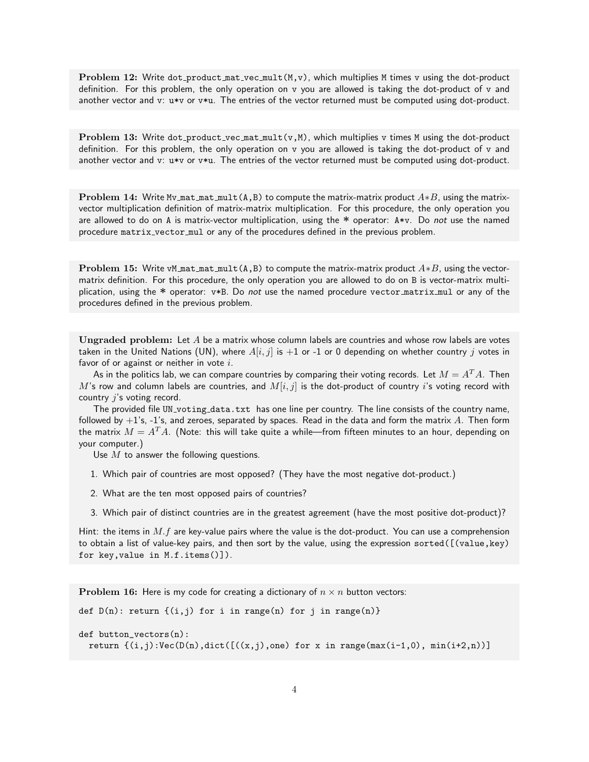**Problem 12:** Write `dot_product_mat_vec_mult(M,v)`, which multiplies M times v using the dot-product definition. For this problem, the only operation on v you are allowed is taking the dot-product of v and another vector and v: u*v or v*u. The entries of the vector returned must be computed using dot-product.

**Problem 13:** Write `dot_product_vec_mat_mult(v,M)`, which multiplies v times M using the dot-product definition. For this problem, the only operation on v you are allowed is taking the dot-product of v and another vector and v: u*v or v*u. The entries of the vector returned must be computed using dot-product.

**Problem 14:** Write `Mv_mat_mat_mult(A,B)` to compute the matrix-matrix product $A*B$, using the matrix-vector multiplication definition of matrix-matrix multiplication. For this procedure, the only operation you are allowed to do on A is matrix-vector multiplication, using the * operator: A*v. Do *not* use the named procedure `matrix_vector_mul` or any of the procedures defined in the previous problem.

**Problem 15:** Write `vM_mat_mat_mult(A,B)` to compute the matrix-matrix product $A*B$, using the vector-matrix definition. For this procedure, the only operation you are allowed to do on B is vector-matrix multiplication, using the * operator: v*B. Do *not* use the named procedure `vector_matrix_mul` or any of the procedures defined in the previous problem.

**Ungraded problem:** Let $A$ be a matrix whose column labels are countries and whose row labels are votes taken in the United Nations (UN), where $A[i,j]$ is +1 or -1 or 0 depending on whether country $j$ votes in favor of or against or neither in vote $i$.

As in the politics lab, we can compare countries by comparing their voting records. Let $M = A^T A$. Then $M$'s row and column labels are countries, and $M[i,j]$ is the dot-product of country $i$'s voting record with country $j$'s voting record.

The provided file `UN_voting_data.txt` has one line per country. The line consists of the country name, followed by +1's, -1's, and zeroes, separated by spaces. Read in the data and form the matrix $A$. Then form the matrix $M = A^T A$. (Note: this will take quite a while—from fifteen minutes to an hour, depending on your computer.)

Use $M$ to answer the following questions.

1. Which pair of countries are most opposed? (They have the most negative dot-product.)
2. What are the ten most opposed pairs of countries?
3. Which pair of distinct countries are in the greatest agreement (have the most positive dot-product)?

Hint: the items in $M.f$ are key-value pairs where the value is the dot-product. You can use a comprehension to obtain a list of value-key pairs, and then sort by the value, using the expression `sorted([(value,key) for key,value in M.f.items()])`.

**Problem 16:** Here is my code for creating a dictionary of $n \times n$ button vectors:

```
def D(n): return {(i,j) for i in range(n) for j in range(n)}

def button_vectors(n):
  return {(i,j):Vec(D(n),dict([((x,j),one) for x in range(max(i-1,0), min(i+2,n))]
```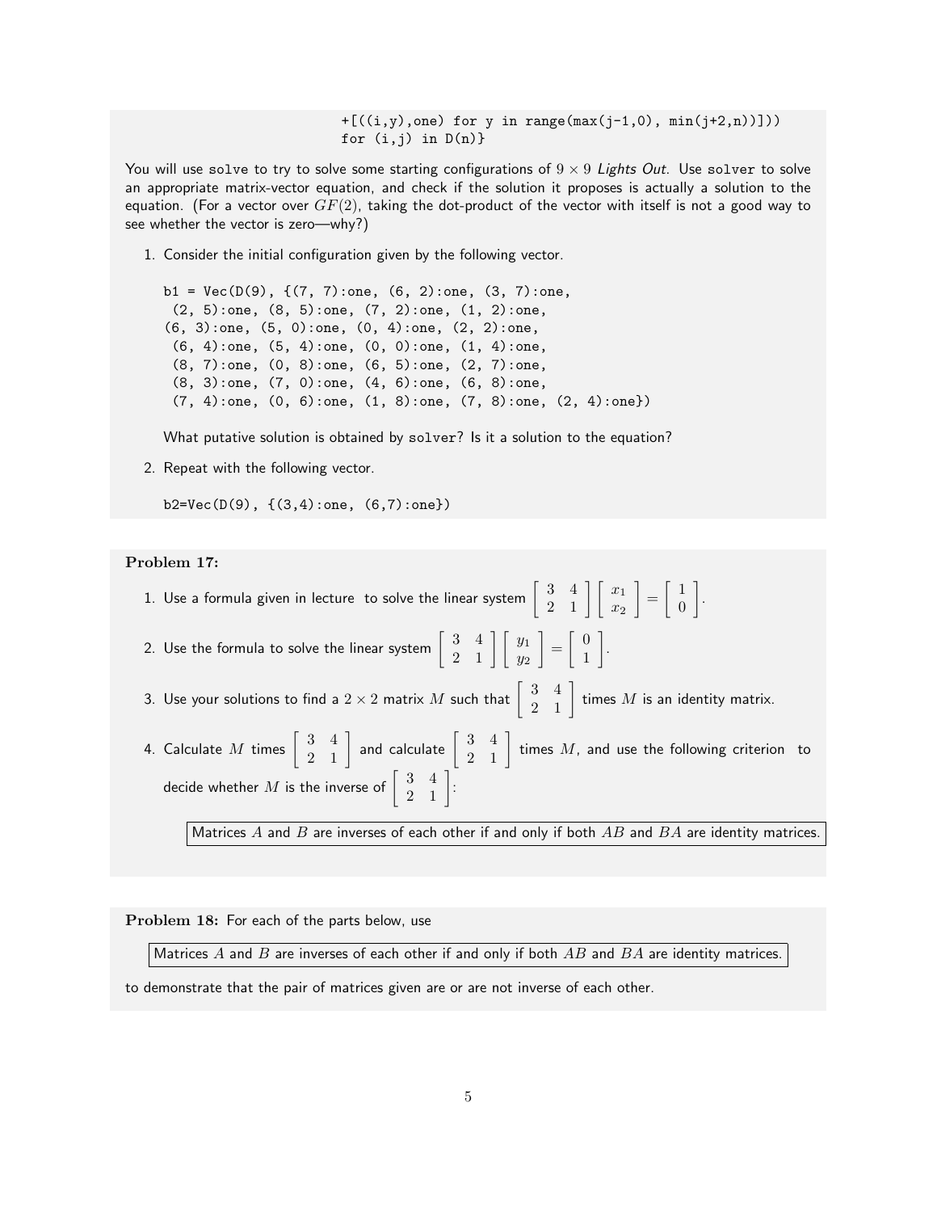```
                        +[((i,y),one) for y in range(max(j-1,0), min(j+2,n))]))
                        for (i,j) in D(n)}
```

You will use `solve` to try to solve some starting configurations of $9 \times 9$ *Lights Out*. Use `solver` to solve an appropriate matrix-vector equation, and check if the solution it proposes is actually a solution to the equation. (For a vector over $GF(2)$, taking the dot-product of the vector with itself is not a good way to see whether the vector is zero—why?)

1. Consider the initial configuration given by the following vector.

   ```
   b1 = Vec(D(9), {(7, 7):one, (6, 2):one, (3, 7):one,
    (2, 5):one, (8, 5):one, (7, 2):one, (1, 2):one,
   (6, 3):one, (5, 0):one, (0, 4):one, (2, 2):one,
    (6, 4):one, (5, 4):one, (0, 0):one, (1, 4):one,
    (8, 7):one, (0, 8):one, (6, 5):one, (2, 7):one,
    (8, 3):one, (7, 0):one, (4, 6):one, (6, 8):one,
    (7, 4):one, (0, 6):one, (1, 8):one, (7, 8):one, (2, 4):one})
   ```

   What putative solution is obtained by `solver`? Is it a solution to the equation?

2. Repeat with the following vector.

   ```
   b2=Vec(D(9), {(3,4):one, (6,7):one})
   ```

**Problem 17:**

1. Use a formula given in lecture to solve the linear system $\begin{bmatrix} 3 & 4 \\ 2 & 1 \end{bmatrix} \begin{bmatrix} x_1 \\ x_2 \end{bmatrix} = \begin{bmatrix} 1 \\ 0 \end{bmatrix}$.

2. Use the formula to solve the linear system $\begin{bmatrix} 3 & 4 \\ 2 & 1 \end{bmatrix} \begin{bmatrix} y_1 \\ y_2 \end{bmatrix} = \begin{bmatrix} 0 \\ 1 \end{bmatrix}$.

3. Use your solutions to find a $2 \times 2$ matrix $M$ such that $\begin{bmatrix} 3 & 4 \\ 2 & 1 \end{bmatrix}$ times $M$ is an identity matrix.

4. Calculate $M$ times $\begin{bmatrix} 3 & 4 \\ 2 & 1 \end{bmatrix}$ and calculate $\begin{bmatrix} 3 & 4 \\ 2 & 1 \end{bmatrix}$ times $M$, and use the following criterion to decide whether $M$ is the inverse of $\begin{bmatrix} 3 & 4 \\ 2 & 1 \end{bmatrix}$:

   > Matrices $A$ and $B$ are inverses of each other if and only if both $AB$ and $BA$ are identity matrices.

**Problem 18:** For each of the parts below, use

> Matrices $A$ and $B$ are inverses of each other if and only if both $AB$ and $BA$ are identity matrices.

to demonstrate that the pair of matrices given are or are not inverse of each other.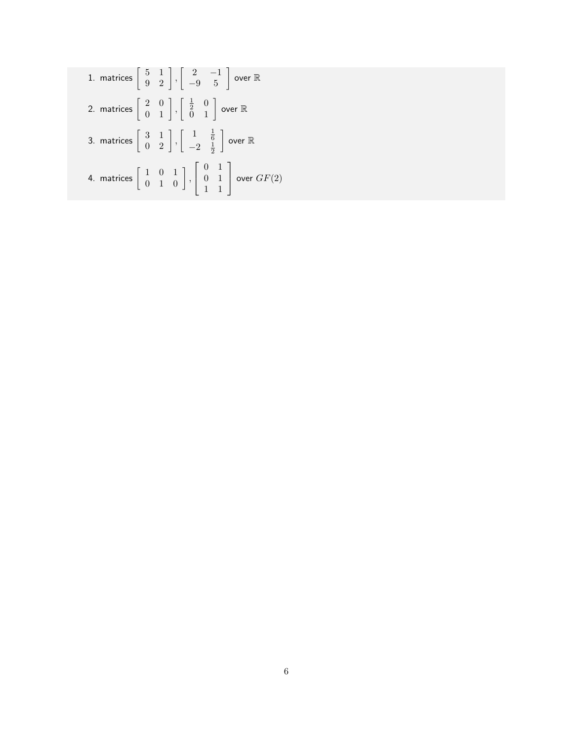1. matrices $\begin{bmatrix} 5 & 1 \\ 9 & 2 \end{bmatrix}, \begin{bmatrix} 2 & -1 \\ -9 & 5 \end{bmatrix}$ over $\mathbb{R}$

2. matrices $\begin{bmatrix} 2 & 0 \\ 0 & 1 \end{bmatrix}, \begin{bmatrix} \frac{1}{2} & 0 \\ 0 & 1 \end{bmatrix}$ over $\mathbb{R}$

3. matrices $\begin{bmatrix} 3 & 1 \\ 0 & 2 \end{bmatrix}, \begin{bmatrix} 1 & \frac{1}{6} \\ -2 & \frac{1}{2} \end{bmatrix}$ over $\mathbb{R}$

4. matrices $\begin{bmatrix} 1 & 0 & 1 \\ 0 & 1 & 0 \end{bmatrix}, \begin{bmatrix} 0 & 1 \\ 0 & 1 \\ 1 & 1 \end{bmatrix}$ over $GF(2)$